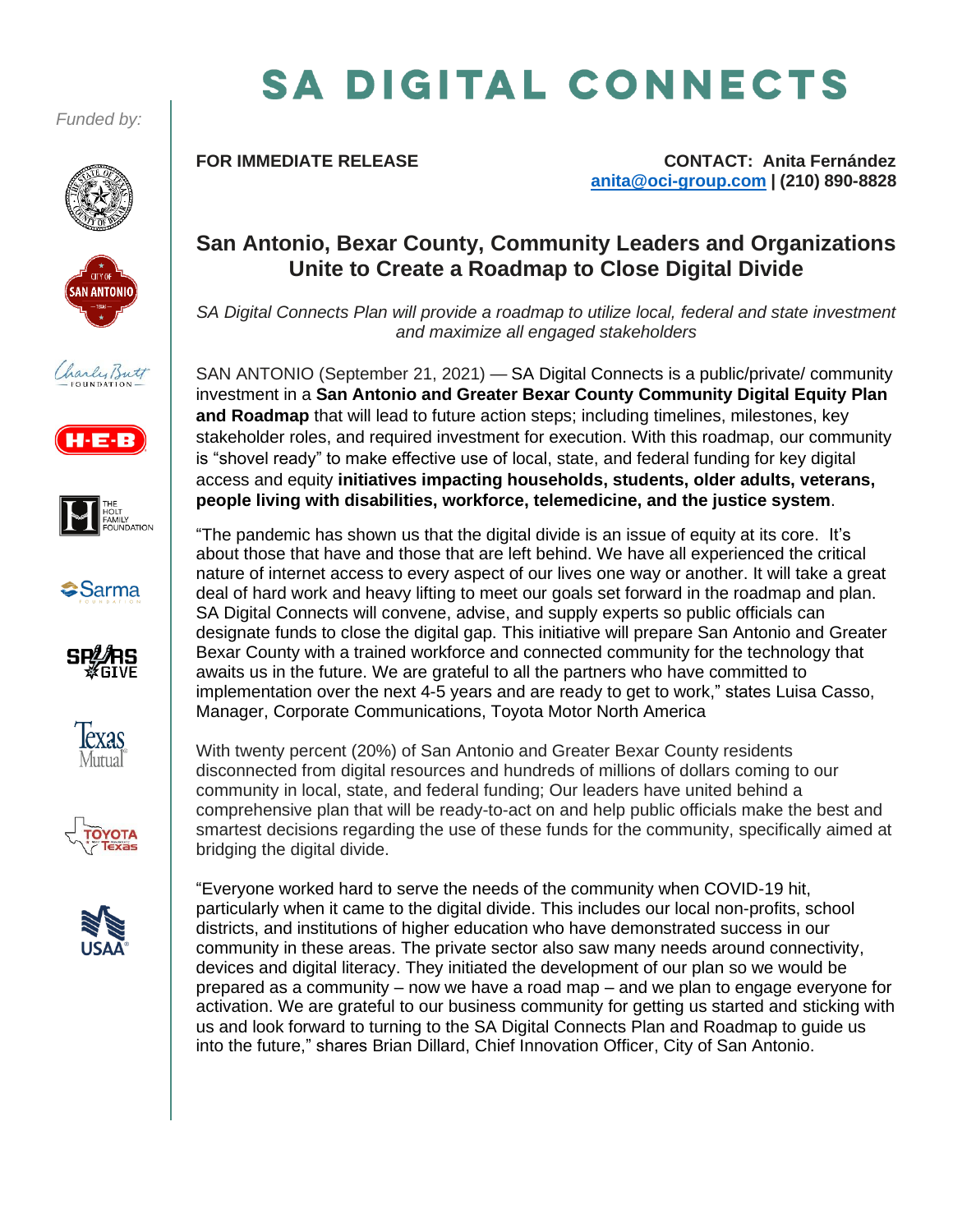# SA DIGITAL CONNECTS

*Funded by:*

**FOR IMMEDIATE RELEASE**

**CONTACT: Anita Fernández**
**anita@oci-group.com | (210) 890-8828**

## San Antonio, Bexar County, Community Leaders and Organizations Unite to Create a Roadmap to Close Digital Divide

*SA Digital Connects Plan will provide a roadmap to utilize local, federal and state investment and maximize all engaged stakeholders*

SAN ANTONIO (September 21, 2021) — SA Digital Connects is a public/private/ community investment in a **San Antonio and Greater Bexar County Community Digital Equity Plan and Roadmap** that will lead to future action steps; including timelines, milestones, key stakeholder roles, and required investment for execution. With this roadmap, our community is "shovel ready" to make effective use of local, state, and federal funding for key digital access and equity **initiatives impacting households, students, older adults, veterans, people living with disabilities, workforce, telemedicine, and the justice system**.

"The pandemic has shown us that the digital divide is an issue of equity at its core. It's about those that have and those that are left behind. We have all experienced the critical nature of internet access to every aspect of our lives one way or another. It will take a great deal of hard work and heavy lifting to meet our goals set forward in the roadmap and plan. SA Digital Connects will convene, advise, and supply experts so public officials can designate funds to close the digital gap. This initiative will prepare San Antonio and Greater Bexar County with a trained workforce and connected community for the technology that awaits us in the future. We are grateful to all the partners who have committed to implementation over the next 4-5 years and are ready to get to work," states Luisa Casso, Manager, Corporate Communications, Toyota Motor North America

With twenty percent (20%) of San Antonio and Greater Bexar County residents disconnected from digital resources and hundreds of millions of dollars coming to our community in local, state, and federal funding; Our leaders have united behind a comprehensive plan that will be ready-to-act on and help public officials make the best and smartest decisions regarding the use of these funds for the community, specifically aimed at bridging the digital divide.

"Everyone worked hard to serve the needs of the community when COVID-19 hit, particularly when it came to the digital divide. This includes our local non-profits, school districts, and institutions of higher education who have demonstrated success in our community in these areas. The private sector also saw many needs around connectivity, devices and digital literacy. They initiated the development of our plan so we would be prepared as a community – now we have a road map – and we plan to engage everyone for activation. We are grateful to our business community for getting us started and sticking with us and look forward to turning to the SA Digital Connects Plan and Roadmap to guide us into the future," shares Brian Dillard, Chief Innovation Officer, City of San Antonio.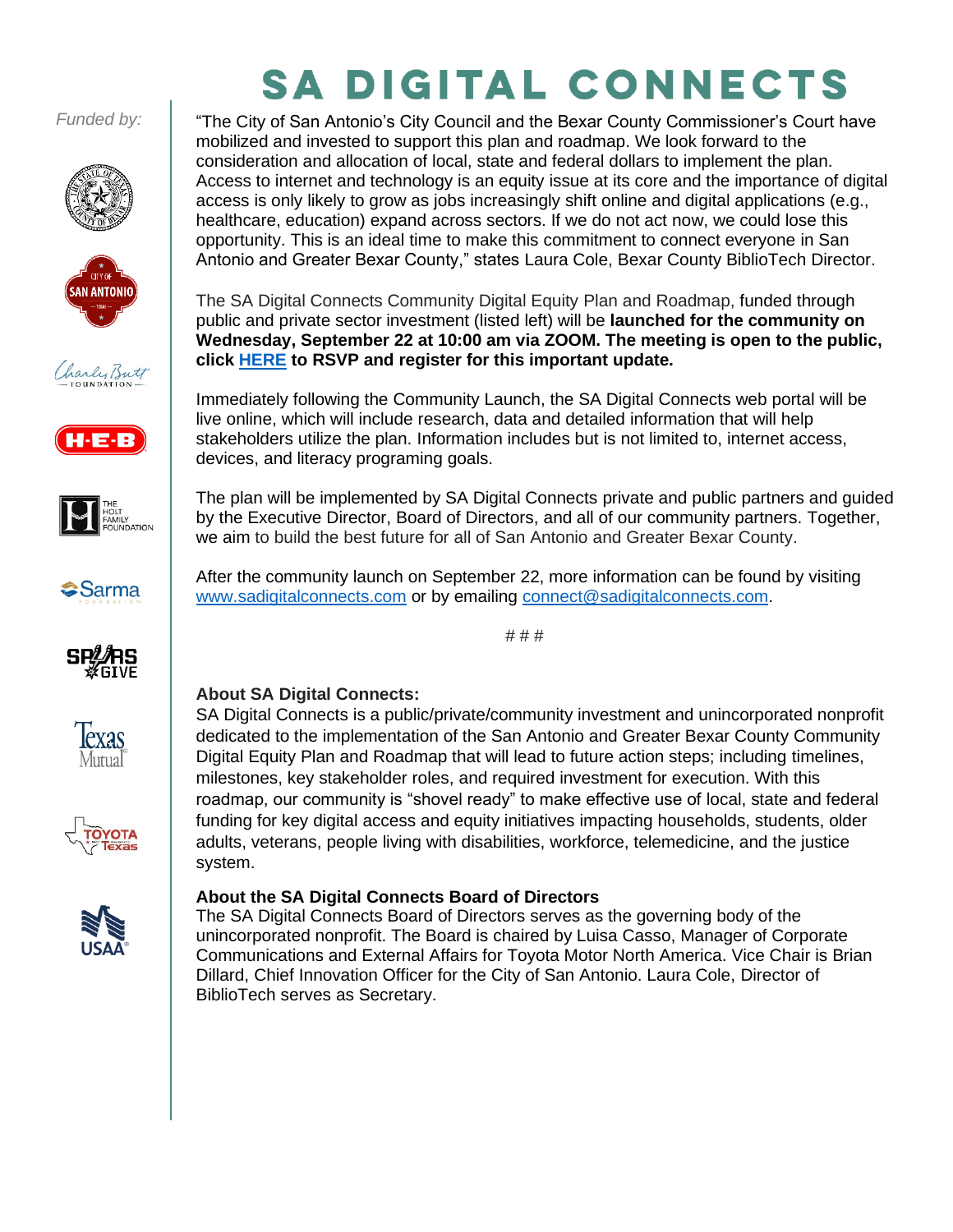# SA DIGITAL CONNECTS

*Funded by:*

"The City of San Antonio's City Council and the Bexar County Commissioner's Court have mobilized and invested to support this plan and roadmap. We look forward to the consideration and allocation of local, state and federal dollars to implement the plan. Access to internet and technology is an equity issue at its core and the importance of digital access is only likely to grow as jobs increasingly shift online and digital applications (e.g., healthcare, education) expand across sectors. If we do not act now, we could lose this opportunity. This is an ideal time to make this commitment to connect everyone in San Antonio and Greater Bexar County," states Laura Cole, Bexar County BiblioTech Director.

The SA Digital Connects Community Digital Equity Plan and Roadmap, funded through public and private sector investment (listed left) will be **launched for the community on Wednesday, September 22 at 10:00 am via ZOOM. The meeting is open to the public, click HERE to RSVP and register for this important update.**

Immediately following the Community Launch, the SA Digital Connects web portal will be live online, which will include research, data and detailed information that will help stakeholders utilize the plan. Information includes but is not limited to, internet access, devices, and literacy programing goals.

The plan will be implemented by SA Digital Connects private and public partners and guided by the Executive Director, Board of Directors, and all of our community partners. Together, we aim to build the best future for all of San Antonio and Greater Bexar County.

After the community launch on September 22, more information can be found by visiting www.sadigitalconnects.com or by emailing connect@sadigitalconnects.com.

# # #

**About SA Digital Connects:**

SA Digital Connects is a public/private/community investment and unincorporated nonprofit dedicated to the implementation of the San Antonio and Greater Bexar County Community Digital Equity Plan and Roadmap that will lead to future action steps; including timelines, milestones, key stakeholder roles, and required investment for execution. With this roadmap, our community is "shovel ready" to make effective use of local, state and federal funding for key digital access and equity initiatives impacting households, students, older adults, veterans, people living with disabilities, workforce, telemedicine, and the justice system.

**About the SA Digital Connects Board of Directors**

The SA Digital Connects Board of Directors serves as the governing body of the unincorporated nonprofit. The Board is chaired by Luisa Casso, Manager of Corporate Communications and External Affairs for Toyota Motor North America. Vice Chair is Brian Dillard, Chief Innovation Officer for the City of San Antonio. Laura Cole, Director of BiblioTech serves as Secretary.